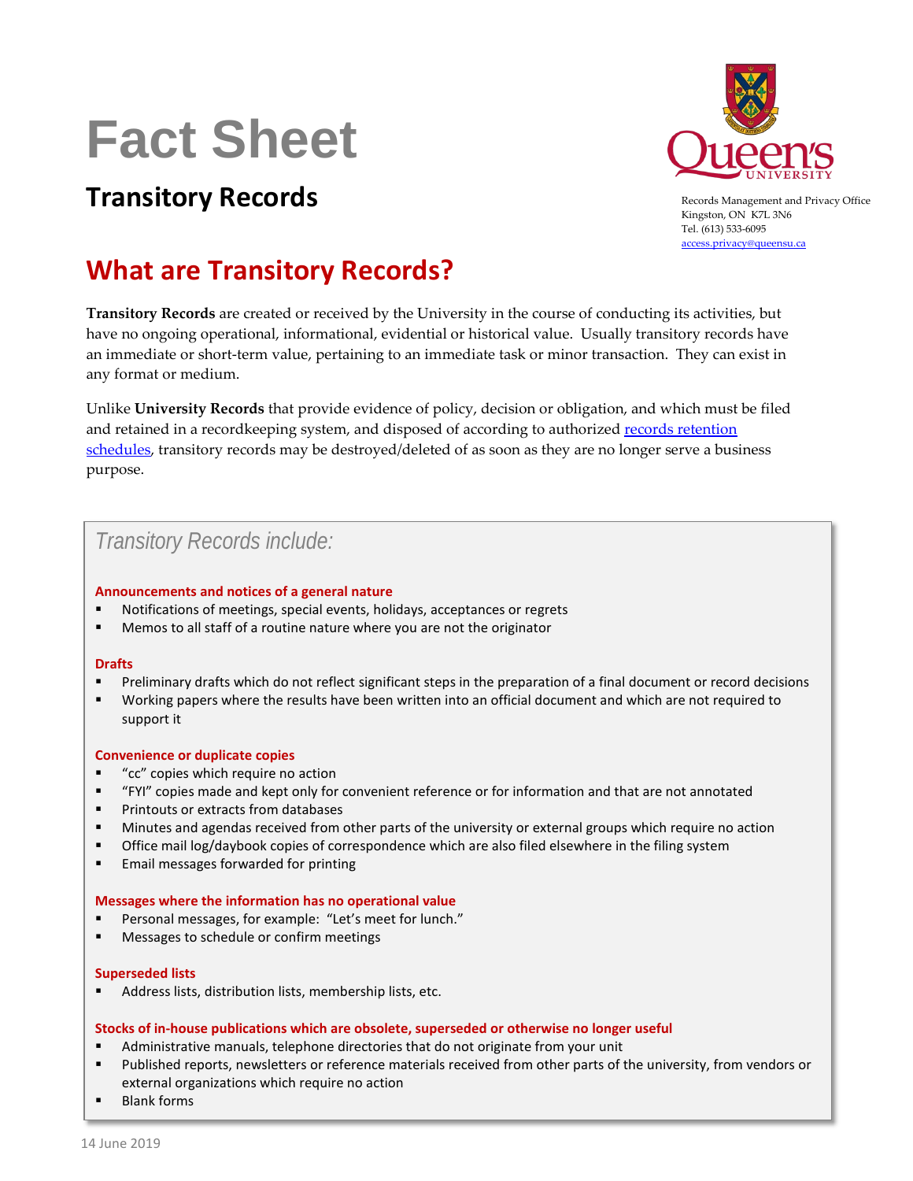# Fact Sheet

## Transitory Records

Records Management and Privacy Office
Kingston, ON K7L 3N6
Tel. (613) 533-6095
access.privacy@queensu.ca

## What are Transitory Records?

**Transitory Records** are created or received by the University in the course of conducting its activities, but have no ongoing operational, informational, evidential or historical value. Usually transitory records have an immediate or short-term value, pertaining to an immediate task or minor transaction. They can exist in any format or medium.

Unlike **University Records** that provide evidence of policy, decision or obligation, and which must be filed and retained in a recordkeeping system, and disposed of according to authorized [records retention schedules](), transitory records may be destroyed/deleted of as soon as they are no longer serve a business purpose.

*Transitory Records include:*

**Announcements and notices of a general nature**

- Notifications of meetings, special events, holidays, acceptances or regrets
- Memos to all staff of a routine nature where you are not the originator

**Drafts**

- Preliminary drafts which do not reflect significant steps in the preparation of a final document or record decisions
- Working papers where the results have been written into an official document and which are not required to support it

**Convenience or duplicate copies**

- "cc" copies which require no action
- "FYI" copies made and kept only for convenient reference or for information and that are not annotated
- Printouts or extracts from databases
- Minutes and agendas received from other parts of the university or external groups which require no action
- Office mail log/daybook copies of correspondence which are also filed elsewhere in the filing system
- Email messages forwarded for printing

**Messages where the information has no operational value**

- Personal messages, for example: "Let's meet for lunch."
- Messages to schedule or confirm meetings

**Superseded lists**

- Address lists, distribution lists, membership lists, etc.

**Stocks of in-house publications which are obsolete, superseded or otherwise no longer useful**

- Administrative manuals, telephone directories that do not originate from your unit
- Published reports, newsletters or reference materials received from other parts of the university, from vendors or external organizations which require no action
- Blank forms

14 June 2019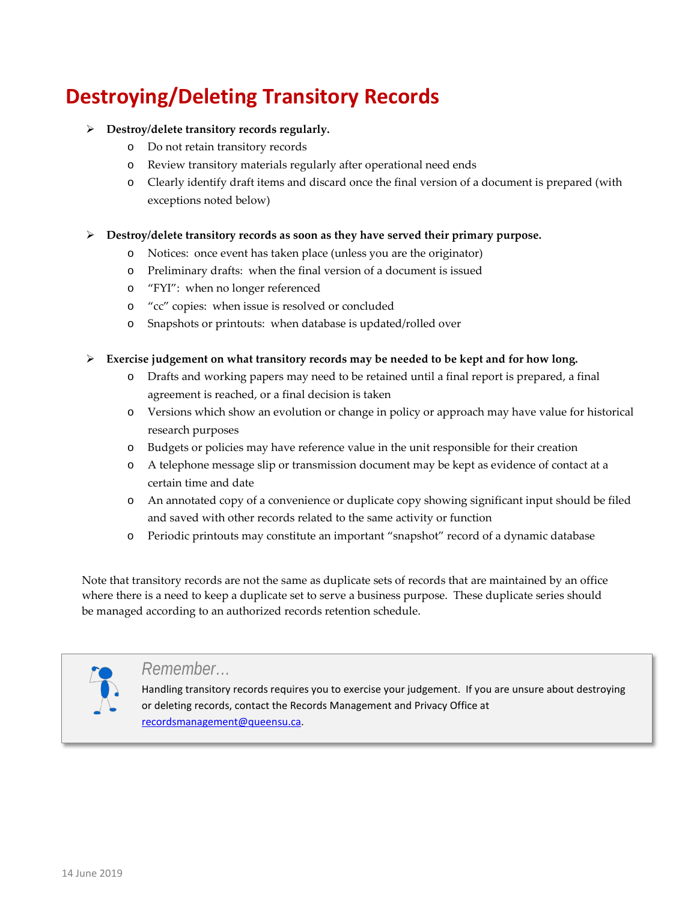# Destroying/Deleting Transitory Records

- **Destroy/delete transitory records regularly.**
  - Do not retain transitory records
  - Review transitory materials regularly after operational need ends
  - Clearly identify draft items and discard once the final version of a document is prepared (with exceptions noted below)

- **Destroy/delete transitory records as soon as they have served their primary purpose.**
  - Notices: once event has taken place (unless you are the originator)
  - Preliminary drafts: when the final version of a document is issued
  - "FYI": when no longer referenced
  - "cc" copies: when issue is resolved or concluded
  - Snapshots or printouts: when database is updated/rolled over

- **Exercise judgement on what transitory records may be needed to be kept and for how long.**
  - Drafts and working papers may need to be retained until a final report is prepared, a final agreement is reached, or a final decision is taken
  - Versions which show an evolution or change in policy or approach may have value for historical research purposes
  - Budgets or policies may have reference value in the unit responsible for their creation
  - A telephone message slip or transmission document may be kept as evidence of contact at a certain time and date
  - An annotated copy of a convenience or duplicate copy showing significant input should be filed and saved with other records related to the same activity or function
  - Periodic printouts may constitute an important "snapshot" record of a dynamic database

Note that transitory records are not the same as duplicate sets of records that are maintained by an office where there is a need to keep a duplicate set to serve a business purpose. These duplicate series should be managed according to an authorized records retention schedule.

> *Remember…*
>
> Handling transitory records requires you to exercise your judgement. If you are unsure about destroying or deleting records, contact the Records Management and Privacy Office at recordsmanagement@queensu.ca.

14 June 2019